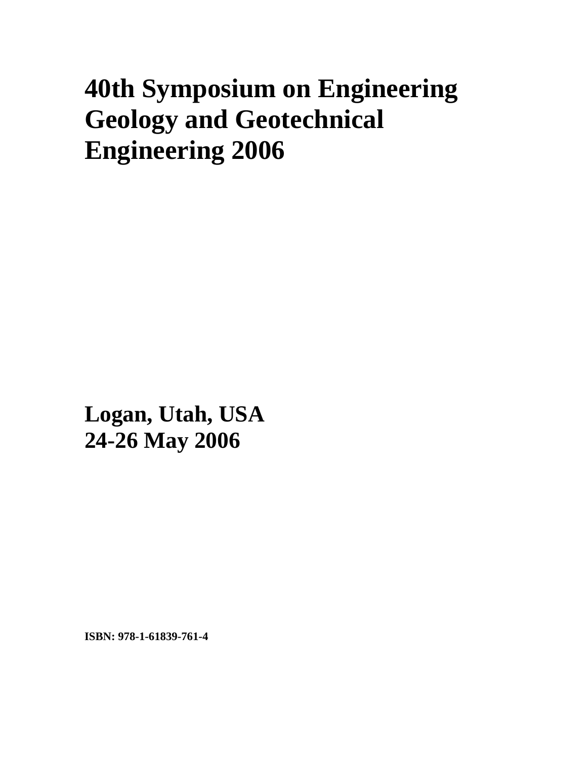# 40th Symposium on Engineering Geology and Geotechnical Engineering 2006

**Logan, Utah, USA**
**24-26 May 2006**

**ISBN: 978-1-61839-761-4**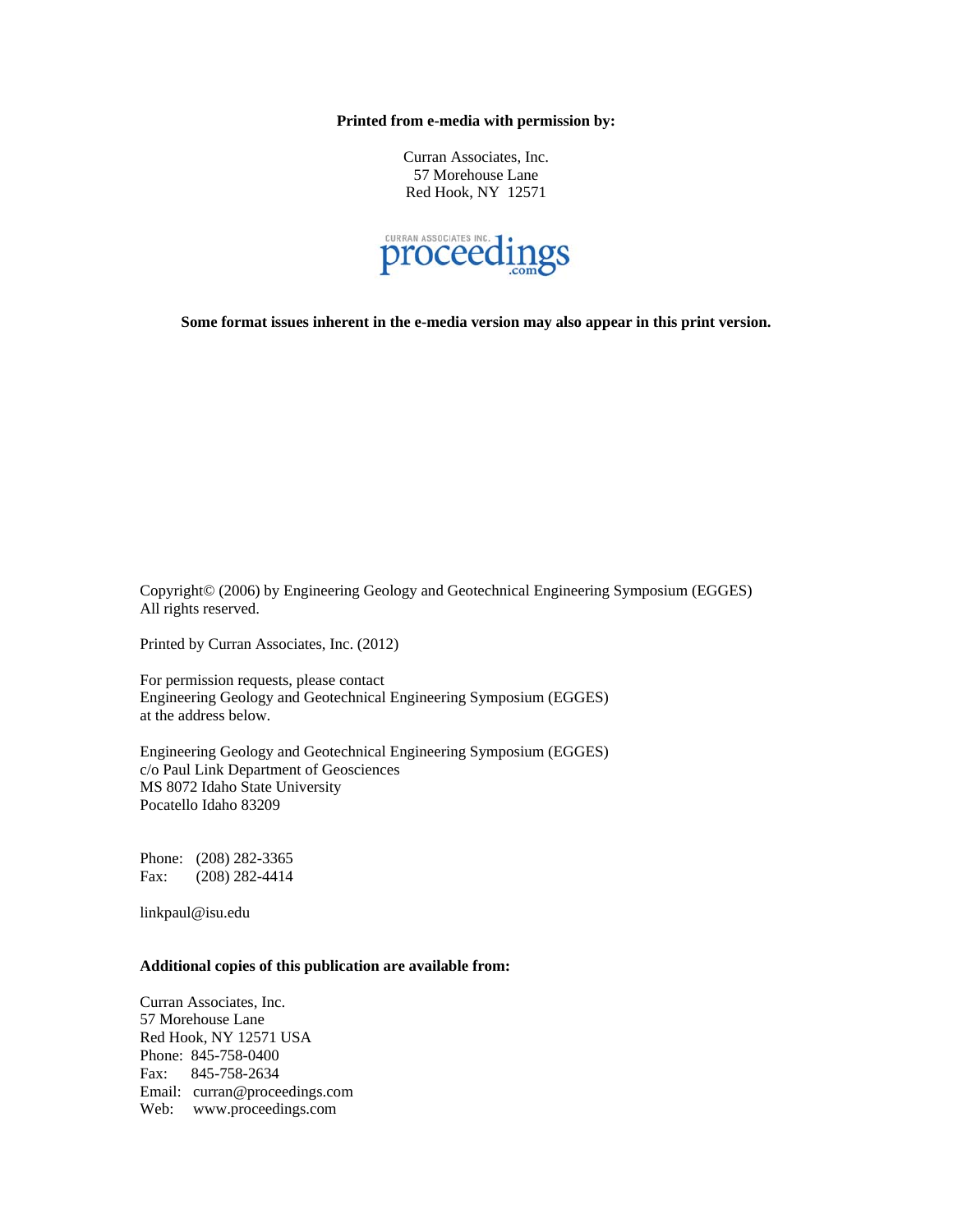**Printed from e-media with permission by:**

Curran Associates, Inc.
57 Morehouse Lane
Red Hook, NY 12571

CURRAN ASSOCIATES INC. proceedings .com

**Some format issues inherent in the e-media version may also appear in this print version.**

Copyright© (2006) by Engineering Geology and Geotechnical Engineering Symposium (EGGES)
All rights reserved.

Printed by Curran Associates, Inc. (2012)

For permission requests, please contact
Engineering Geology and Geotechnical Engineering Symposium (EGGES)
at the address below.

Engineering Geology and Geotechnical Engineering Symposium (EGGES)
c/o Paul Link Department of Geosciences
MS 8072 Idaho State University
Pocatello Idaho 83209

Phone: (208) 282-3365
Fax: (208) 282-4414

linkpaul@isu.edu

**Additional copies of this publication are available from:**

Curran Associates, Inc.
57 Morehouse Lane
Red Hook, NY 12571 USA
Phone: 845-758-0400
Fax: 845-758-2634
Email: curran@proceedings.com
Web: www.proceedings.com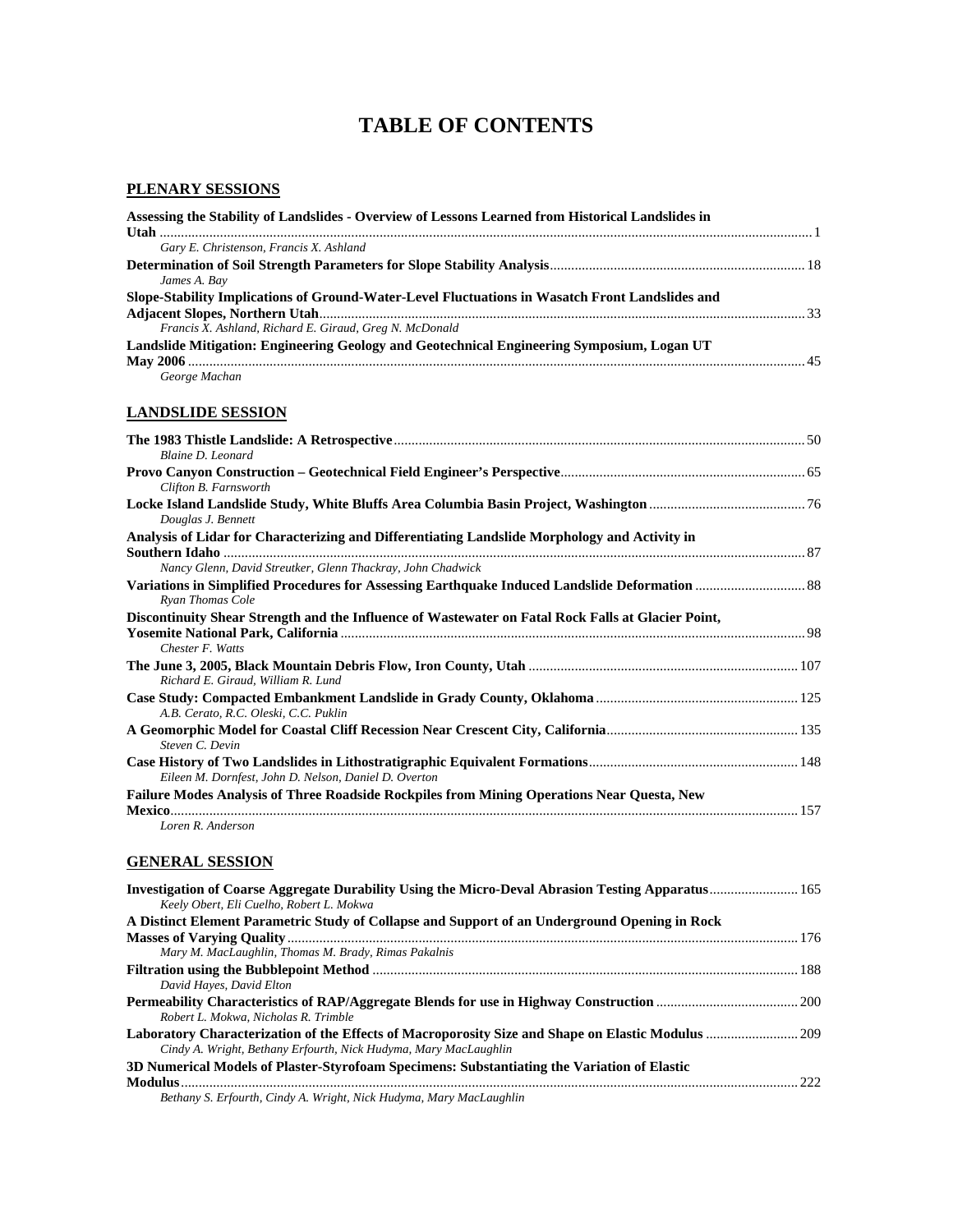# TABLE OF CONTENTS

## PLENARY SESSIONS

**Assessing the Stability of Landslides - Overview of Lessons Learned from Historical Landslides in Utah** ........ 1
*Gary E. Christenson, Francis X. Ashland*

**Determination of Soil Strength Parameters for Slope Stability Analysis** ........ 18
*James A. Bay*

**Slope-Stability Implications of Ground-Water-Level Fluctuations in Wasatch Front Landslides and Adjacent Slopes, Northern Utah** ........ 33
*Francis X. Ashland, Richard E. Giraud, Greg N. McDonald*

**Landslide Mitigation: Engineering Geology and Geotechnical Engineering Symposium, Logan UT May 2006** ........ 45
*George Machan*

## LANDSLIDE SESSION

**The 1983 Thistle Landslide: A Retrospective** ........ 50
*Blaine D. Leonard*

**Provo Canyon Construction – Geotechnical Field Engineer's Perspective** ........ 65
*Clifton B. Farnsworth*

**Locke Island Landslide Study, White Bluffs Area Columbia Basin Project, Washington** ........ 76
*Douglas J. Bennett*

**Analysis of Lidar for Characterizing and Differentiating Landslide Morphology and Activity in Southern Idaho** ........ 87
*Nancy Glenn, David Streutker, Glenn Thackray, John Chadwick*

**Variations in Simplified Procedures for Assessing Earthquake Induced Landslide Deformation** ........ 88
*Ryan Thomas Cole*

**Discontinuity Shear Strength and the Influence of Wastewater on Fatal Rock Falls at Glacier Point, Yosemite National Park, California** ........ 98
*Chester F. Watts*

**The June 3, 2005, Black Mountain Debris Flow, Iron County, Utah** ........ 107
*Richard E. Giraud, William R. Lund*

**Case Study: Compacted Embankment Landslide in Grady County, Oklahoma** ........ 125
*A.B. Cerato, R.C. Oleski, C.C. Puklin*

**A Geomorphic Model for Coastal Cliff Recession Near Crescent City, California** ........ 135
*Steven C. Devin*

**Case History of Two Landslides in Lithostratigraphic Equivalent Formations** ........ 148
*Eileen M. Dornfest, John D. Nelson, Daniel D. Overton*

**Failure Modes Analysis of Three Roadside Rockpiles from Mining Operations Near Questa, New Mexico** ........ 157
*Loren R. Anderson*

## GENERAL SESSION

**Investigation of Coarse Aggregate Durability Using the Micro-Deval Abrasion Testing Apparatus** ........ 165
*Keely Obert, Eli Cuelho, Robert L. Mokwa*

**A Distinct Element Parametric Study of Collapse and Support of an Underground Opening in Rock Masses of Varying Quality** ........ 176
*Mary M. MacLaughlin, Thomas M. Brady, Rimas Pakalnis*

**Filtration using the Bubblepoint Method** ........ 188
*David Hayes, David Elton*

**Permeability Characteristics of RAP/Aggregate Blends for use in Highway Construction** ........ 200
*Robert L. Mokwa, Nicholas R. Trimble*

**Laboratory Characterization of the Effects of Macroporosity Size and Shape on Elastic Modulus** ........ 209
*Cindy A. Wright, Bethany Erfourth, Nick Hudyma, Mary MacLaughlin*

**3D Numerical Models of Plaster-Styrofoam Specimens: Substantiating the Variation of Elastic Modulus** ........ 222
*Bethany S. Erfourth, Cindy A. Wright, Nick Hudyma, Mary MacLaughlin*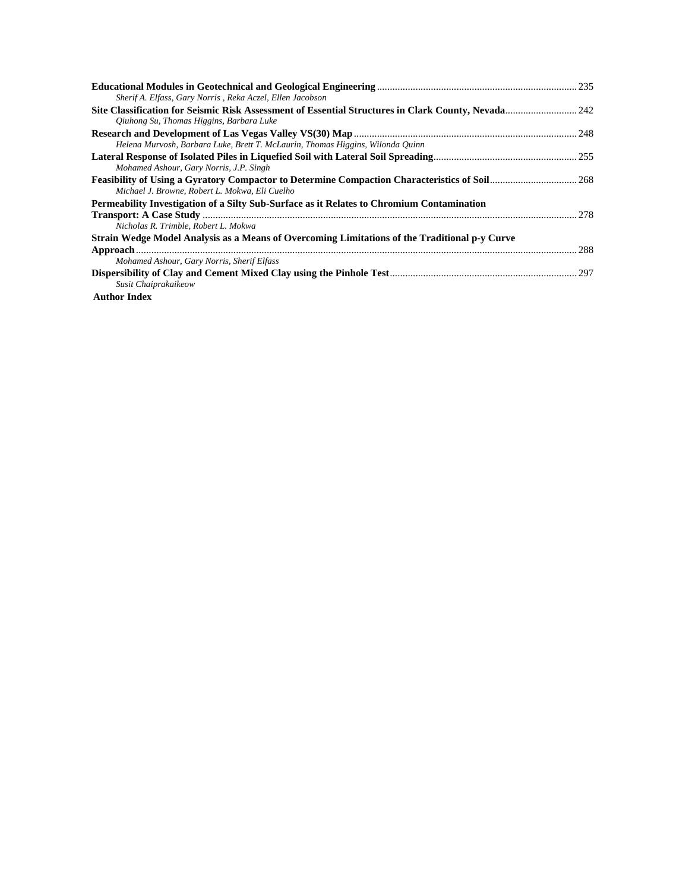**Educational Modules in Geotechnical and Geological Engineering** ............................................................................. 235
*Sherif A. Elfass, Gary Norris , Reka Aczel, Ellen Jacobson*

**Site Classification for Seismic Risk Assessment of Essential Structures in Clark County, Nevada** ............................ 242
*Qiuhong Su, Thomas Higgins, Barbara Luke*

**Research and Development of Las Vegas Valley VS(30) Map** ...................................................................................... 248
*Helena Murvosh, Barbara Luke, Brett T. McLaurin, Thomas Higgins, Wilonda Quinn*

**Lateral Response of Isolated Piles in Liquefied Soil with Lateral Soil Spreading** ....................................................... 255
*Mohamed Ashour, Gary Norris, J.P. Singh*

**Feasibility of Using a Gyratory Compactor to Determine Compaction Characteristics of Soil** .................................. 268
*Michael J. Browne, Robert L. Mokwa, Eli Cuelho*

**Permeability Investigation of a Silty Sub-Surface as it Relates to Chromium Contamination Transport: A Case Study** .................................................................................................................................................. 278
*Nicholas R. Trimble, Robert L. Mokwa*

**Strain Wedge Model Analysis as a Means of Overcoming Limitations of the Traditional p-y Curve Approach** ........................................................................................................................................................... 288
*Mohamed Ashour, Gary Norris, Sherif Elfass*

**Dispersibility of Clay and Cement Mixed Clay using the Pinhole Test** ......................................................................... 297
*Susit Chaiprakaikeow*

**Author Index**